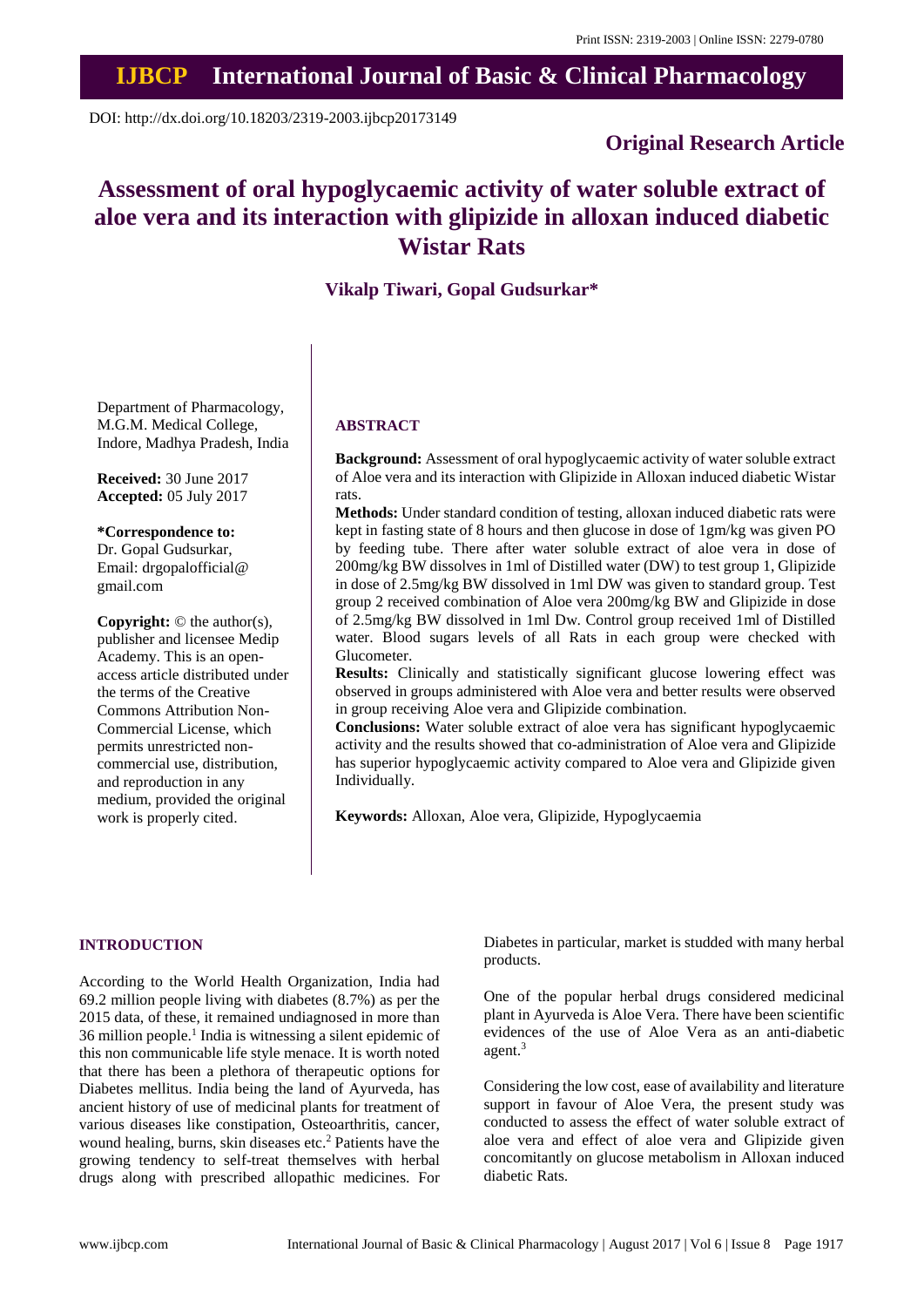Print ISSN: 2319-2003 | Online ISSN: 2279-0780

# IJBCP International Journal of Basic & Clinical Pharmacology

DOI: http://dx.doi.org/10.18203/2319-2003.ijbcp20173149

**Original Research Article**

# Assessment of oral hypoglycaemic activity of water soluble extract of aloe vera and its interaction with glipizide in alloxan induced diabetic Wistar Rats

**Vikalp Tiwari, Gopal Gudsurkar***

Department of Pharmacology, M.G.M. Medical College, Indore, Madhya Pradesh, India

**Received:** 30 June 2017
**Accepted:** 05 July 2017

**\*Correspondence to:**
Dr. Gopal Gudsurkar,
Email: drgopalofficial@gmail.com

**Copyright:** © the author(s), publisher and licensee Medip Academy. This is an open-access article distributed under the terms of the Creative Commons Attribution Non-Commercial License, which permits unrestricted non-commercial use, distribution, and reproduction in any medium, provided the original work is properly cited.

## ABSTRACT

**Background:** Assessment of oral hypoglycaemic activity of water soluble extract of Aloe vera and its interaction with Glipizide in Alloxan induced diabetic Wistar rats.

**Methods:** Under standard condition of testing, alloxan induced diabetic rats were kept in fasting state of 8 hours and then glucose in dose of 1gm/kg was given PO by feeding tube. There after water soluble extract of aloe vera in dose of 200mg/kg BW dissolves in 1ml of Distilled water (DW) to test group 1, Glipizide in dose of 2.5mg/kg BW dissolved in 1ml DW was given to standard group. Test group 2 received combination of Aloe vera 200mg/kg BW and Glipizide in dose of 2.5mg/kg BW dissolved in 1ml Dw. Control group received 1ml of Distilled water. Blood sugars levels of all Rats in each group were checked with Glucometer.

**Results:** Clinically and statistically significant glucose lowering effect was observed in groups administered with Aloe vera and better results were observed in group receiving Aloe vera and Glipizide combination.

**Conclusions:** Water soluble extract of aloe vera has significant hypoglycaemic activity and the results showed that co-administration of Aloe vera and Glipizide has superior hypoglycaemic activity compared to Aloe vera and Glipizide given Individually.

**Keywords:** Alloxan, Aloe vera, Glipizide, Hypoglycaemia

## INTRODUCTION

According to the World Health Organization, India had 69.2 million people living with diabetes (8.7%) as per the 2015 data, of these, it remained undiagnosed in more than 36 million people.[1] India is witnessing a silent epidemic of this non communicable life style menace. It is worth noted that there has been a plethora of therapeutic options for Diabetes mellitus. India being the land of Ayurveda, has ancient history of use of medicinal plants for treatment of various diseases like constipation, Osteoarthritis, cancer, wound healing, burns, skin diseases etc.[2] Patients have the growing tendency to self-treat themselves with herbal drugs along with prescribed allopathic medicines. For Diabetes in particular, market is studded with many herbal products.

One of the popular herbal drugs considered medicinal plant in Ayurveda is Aloe Vera. There have been scientific evidences of the use of Aloe Vera as an anti-diabetic agent.[3]

Considering the low cost, ease of availability and literature support in favour of Aloe Vera, the present study was conducted to assess the effect of water soluble extract of aloe vera and effect of aloe vera and Glipizide given concomitantly on glucose metabolism in Alloxan induced diabetic Rats.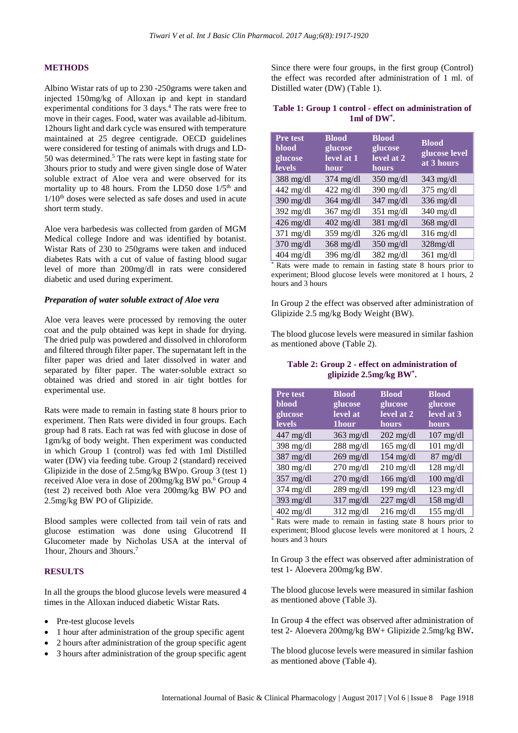## METHODS

Albino Wistar rats of up to 230 -250grams were taken and injected 150mg/kg of Alloxan ip and kept in standard experimental conditions for 3 days.[4] The rats were free to move in their cages. Food, water was available ad-libitum. 12hours light and dark cycle was ensured with temperature maintained at 25 degree centigrade. OECD guidelines were considered for testing of animals with drugs and LD-50 was determined.[5] The rats were kept in fasting state for 3hours prior to study and were given single dose of Water soluble extract of Aloe vera and were observed for its mortality up to 48 hours. From the LD50 dose 1/5th and 1/10th doses were selected as safe doses and used in acute short term study.

Aloe vera barbedesis was collected from garden of MGM Medical college Indore and was identified by botanist. Wistar Rats of 230 to 250grams were taken and induced diabetes Rats with a cut of value of fasting blood sugar level of more than 200mg/dl in rats were considered diabetic and used during experiment.

### *Preparation of water soluble extract of Aloe vera*

Aloe vera leaves were processed by removing the outer coat and the pulp obtained was kept in shade for drying. The dried pulp was powdered and dissolved in chloroform and filtered through filter paper. The supernatant left in the filter paper was dried and later dissolved in water and separated by filter paper. The water-soluble extract so obtained was dried and stored in air tight bottles for experimental use.

Rats were made to remain in fasting state 8 hours prior to experiment. Then Rats were divided in four groups. Each group had 8 rats. Each rat was fed with glucose in dose of 1gm/kg of body weight. Then experiment was conducted in which Group 1 (control) was fed with 1ml Distilled water (DW) via feeding tube. Group 2 (standard) received Glipizide in the dose of 2.5mg/kg BWpo. Group 3 (test 1) received Aloe vera in dose of 200mg/kg BW po.[6] Group 4 (test 2) received both Aloe vera 200mg/kg BW PO and 2.5mg/kg BW PO of Glipizide.

Blood samples were collected from tail vein of rats and glucose estimation was done using Glucotrend II Glucometer made by Nicholas USA at the interval of 1hour, 2hours and 3hours.[7]

## RESULTS

In all the groups the blood glucose levels were measured 4 times in the Alloxan induced diabetic Wistar Rats.

- Pre-test glucose levels
- 1 hour after administration of the group specific agent
- 2 hours after administration of the group specific agent
- 3 hours after administration of the group specific agent

Since there were four groups, in the first group (Control) the effect was recorded after administration of 1 ml. of Distilled water (DW) (Table 1).

**Table 1: Group 1 control - effect on administration of 1ml of DW*.**

| Pre test blood glucose levels | Blood glucose level at 1 hour | Blood glucose level at 2 hours | Blood glucose level at 3 hours |
|---|---|---|---|
| 388 mg/dl | 374 mg/dl | 350 mg/dl | 343 mg/dl |
| 442 mg/dl | 422 mg/dl | 390 mg/dl | 375 mg/dl |
| 390 mg/dl | 364 mg/dl | 347 mg/dl | 336 mg/dl |
| 392 mg/dl | 367 mg/dl | 351 mg/dl | 340 mg/dl |
| 426 mg/dl | 402 mg/dl | 381 mg/dl | 368 mg/dl |
| 371 mg/dl | 359 mg/dl | 326 mg/dl | 316 mg/dl |
| 370 mg/dl | 368 mg/dl | 350 mg/dl | 328mg/dl |
| 404 mg/dl | 396 mg/dl | 382 mg/dl | 361 mg/dl |

* Rats were made to remain in fasting state 8 hours prior to experiment; Blood glucose levels were monitored at 1 hours, 2 hours and 3 hours

In Group 2 the effect was observed after administration of Glipizide 2.5 mg/kg Body Weight (BW).

The blood glucose levels were measured in similar fashion as mentioned above (Table 2).

**Table 2: Group 2 - effect on administration of glipizide 2.5mg/kg BW*.**

| Pre test blood glucose levels | Blood glucose level at 1hour | Blood glucose level at 2 hours | Blood glucose level at 3 hours |
|---|---|---|---|
| 447 mg/dl | 363 mg/dl | 202 mg/dl | 107 mg/dl |
| 398 mg/dl | 288 mg/dl | 165 mg/dl | 101 mg/dl |
| 387 mg/dl | 269 mg/dl | 154 mg/dl | 87 mg/dl |
| 380 mg/dl | 270 mg/dl | 210 mg/dl | 128 mg/dl |
| 357 mg/dl | 270 mg/dl | 166 mg/dl | 100 mg/dl |
| 374 mg/dl | 289 mg/dl | 199 mg/dl | 123 mg/dl |
| 393 mg/dl | 317 mg/dl | 227 mg/dl | 158 mg/dl |
| 402 mg/dl | 312 mg/dl | 216 mg/dl | 155 mg/dl |

* Rats were made to remain in fasting state 8 hours prior to experiment; Blood glucose levels were monitored at 1 hours, 2 hours and 3 hours

In Group 3 the effect was observed after administration of test 1- Aloevera 200mg/kg BW.

The blood glucose levels were measured in similar fashion as mentioned above (Table 3).

In Group 4 the effect was observed after administration of test 2- Aloevera 200mg/kg BW+ Glipizide 2.5mg/kg BW**.**

The blood glucose levels were measured in similar fashion as mentioned above (Table 4).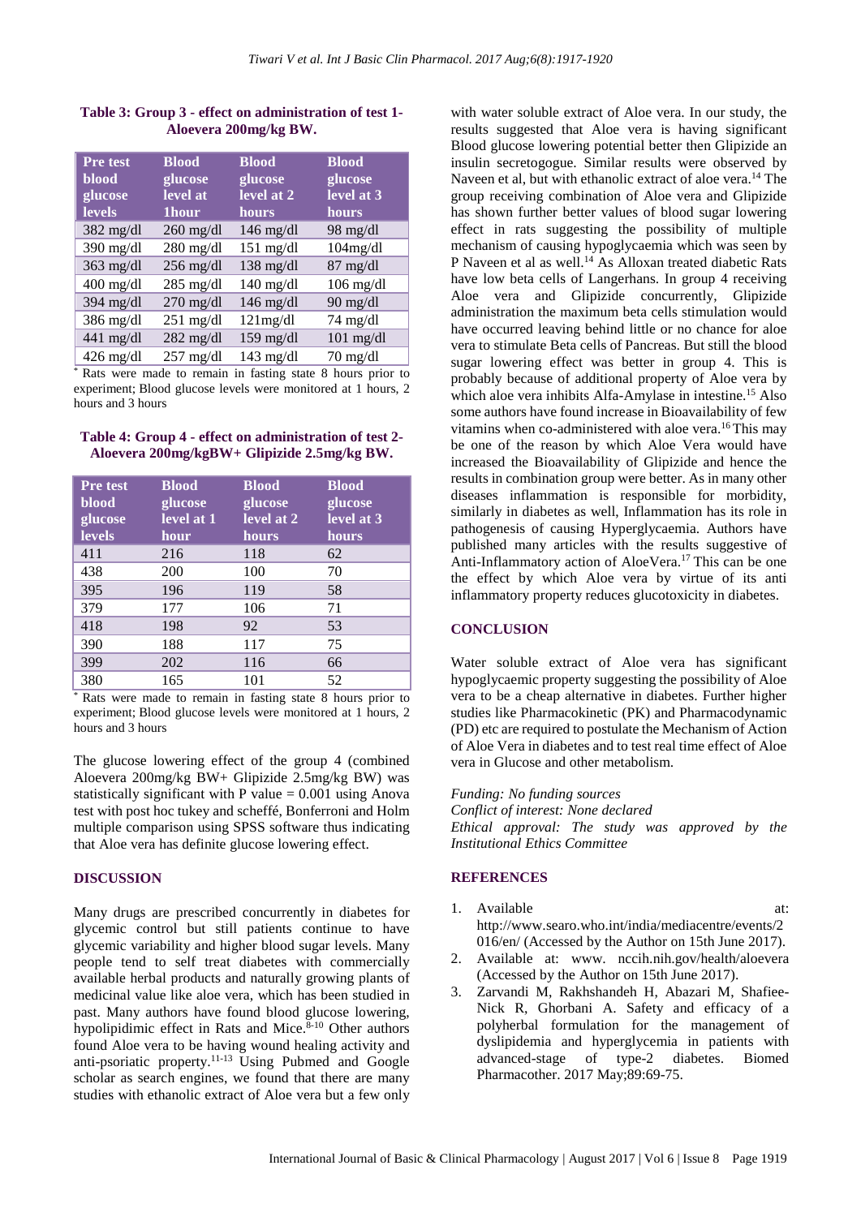**Table 3: Group 3 - effect on administration of test 1- Aloevera 200mg/kg BW.**

| Pre test blood glucose levels | Blood glucose level at 1hour | Blood glucose level at 2 hours | Blood glucose level at 3 hours |
|---|---|---|---|
| 382 mg/dl | 260 mg/dl | 146 mg/dl | 98 mg/dl |
| 390 mg/dl | 280 mg/dl | 151 mg/dl | 104mg/dl |
| 363 mg/dl | 256 mg/dl | 138 mg/dl | 87 mg/dl |
| 400 mg/dl | 285 mg/dl | 140 mg/dl | 106 mg/dl |
| 394 mg/dl | 270 mg/dl | 146 mg/dl | 90 mg/dl |
| 386 mg/dl | 251 mg/dl | 121mg/dl | 74 mg/dl |
| 441 mg/dl | 282 mg/dl | 159 mg/dl | 101 mg/dl |
| 426 mg/dl | 257 mg/dl | 143 mg/dl | 70 mg/dl |

\* Rats were made to remain in fasting state 8 hours prior to experiment; Blood glucose levels were monitored at 1 hours, 2 hours and 3 hours

**Table 4: Group 4 - effect on administration of test 2- Aloevera 200mg/kgBW+ Glipizide 2.5mg/kg BW.**

| Pre test blood glucose levels | Blood glucose level at 1 hour | Blood glucose level at 2 hours | Blood glucose level at 3 hours |
|---|---|---|---|
| 411 | 216 | 118 | 62 |
| 438 | 200 | 100 | 70 |
| 395 | 196 | 119 | 58 |
| 379 | 177 | 106 | 71 |
| 418 | 198 | 92 | 53 |
| 390 | 188 | 117 | 75 |
| 399 | 202 | 116 | 66 |
| 380 | 165 | 101 | 52 |

\* Rats were made to remain in fasting state 8 hours prior to experiment; Blood glucose levels were monitored at 1 hours, 2 hours and 3 hours

The glucose lowering effect of the group 4 (combined Aloevera 200mg/kg BW+ Glipizide 2.5mg/kg BW) was statistically significant with P value = 0.001 using Anova test with post hoc tukey and scheffé, Bonferroni and Holm multiple comparison using SPSS software thus indicating that Aloe vera has definite glucose lowering effect.

## DISCUSSION

Many drugs are prescribed concurrently in diabetes for glycemic control but still patients continue to have glycemic variability and higher blood sugar levels. Many people tend to self treat diabetes with commercially available herbal products and naturally growing plants of medicinal value like aloe vera, which has been studied in past. Many authors have found blood glucose lowering, hypolipidimic effect in Rats and Mice.[8-10] Other authors found Aloe vera to be having wound healing activity and anti-psoriatic property.[11-13] Using Pubmed and Google scholar as search engines, we found that there are many studies with ethanolic extract of Aloe vera but a few only with water soluble extract of Aloe vera. In our study, the results suggested that Aloe vera is having significant Blood glucose lowering potential better then Glipizide an insulin secretogogue. Similar results were observed by Naveen et al, but with ethanolic extract of aloe vera.[14] The group receiving combination of Aloe vera and Glipizide has shown further better values of blood sugar lowering effect in rats suggesting the possibility of multiple mechanism of causing hypoglycaemia which was seen by P Naveen et al as well.[14] As Alloxan treated diabetic Rats have low beta cells of Langerhans. In group 4 receiving Aloe vera and Glipizide concurrently, Glipizide administration the maximum beta cells stimulation would have occurred leaving behind little or no chance for aloe vera to stimulate Beta cells of Pancreas. But still the blood sugar lowering effect was better in group 4. This is probably because of additional property of Aloe vera by which aloe vera inhibits Alfa-Amylase in intestine.[15] Also some authors have found increase in Bioavailability of few vitamins when co-administered with aloe vera.[16] This may be one of the reason by which Aloe Vera would have increased the Bioavailability of Glipizide and hence the results in combination group were better. As in many other diseases inflammation is responsible for morbidity, similarly in diabetes as well, Inflammation has its role in pathogenesis of causing Hyperglycaemia. Authors have published many articles with the results suggestive of Anti-Inflammatory action of AloeVera.[17] This can be one the effect by which Aloe vera by virtue of its anti inflammatory property reduces glucotoxicity in diabetes.

## CONCLUSION

Water soluble extract of Aloe vera has significant hypoglycaemic property suggesting the possibility of Aloe vera to be a cheap alternative in diabetes. Further higher studies like Pharmacokinetic (PK) and Pharmacodynamic (PD) etc are required to postulate the Mechanism of Action of Aloe Vera in diabetes and to test real time effect of Aloe vera in Glucose and other metabolism.

*Funding: No funding sources*
*Conflict of interest: None declared*
*Ethical approval: The study was approved by the Institutional Ethics Committee*

## REFERENCES

1. Available at: http://www.searo.who.int/india/mediacentre/events/2016/en/ (Accessed by the Author on 15th June 2017).
2. Available at: www. nccih.nih.gov/health/aloevera (Accessed by the Author on 15th June 2017).
3. Zarvandi M, Rakhshandeh H, Abazari M, Shafiee-Nick R, Ghorbani A. Safety and efficacy of a polyherbal formulation for the management of dyslipidemia and hyperglycemia in patients with advanced-stage of type-2 diabetes. Biomed Pharmacother. 2017 May;89:69-75.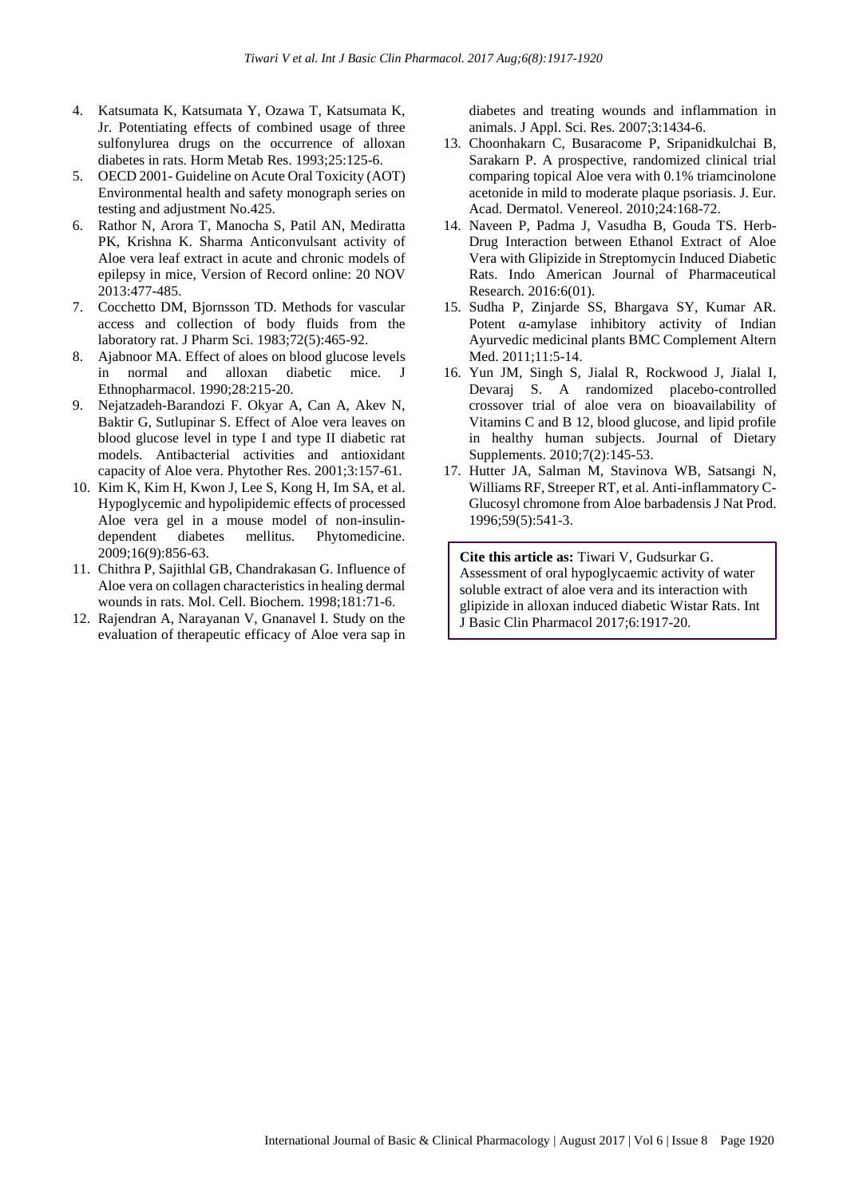4. Katsumata K, Katsumata Y, Ozawa T, Katsumata K, Jr. Potentiating effects of combined usage of three sulfonylurea drugs on the occurrence of alloxan diabetes in rats. Horm Metab Res. 1993;25:125-6.
5. OECD 2001- Guideline on Acute Oral Toxicity (AOT) Environmental health and safety monograph series on testing and adjustment No.425.
6. Rathor N, Arora T, Manocha S, Patil AN, Mediratta PK, Krishna K. Sharma Anticonvulsant activity of Aloe vera leaf extract in acute and chronic models of epilepsy in mice, Version of Record online: 20 NOV 2013:477-485.
7. Cocchetto DM, Bjornsson TD. Methods for vascular access and collection of body fluids from the laboratory rat. J Pharm Sci. 1983;72(5):465-92.
8. Ajabnoor MA. Effect of aloes on blood glucose levels in normal and alloxan diabetic mice. J Ethnopharmacol. 1990;28:215-20.
9. Nejatzadeh-Barandozi F. Okyar A, Can A, Akev N, Baktir G, Sutlupinar S. Effect of Aloe vera leaves on blood glucose level in type I and type II diabetic rat models. Antibacterial activities and antioxidant capacity of Aloe vera. Phytother Res. 2001;3:157-61.
10. Kim K, Kim H, Kwon J, Lee S, Kong H, Im SA, et al. Hypoglycemic and hypolipidemic effects of processed Aloe vera gel in a mouse model of non-insulin-dependent diabetes mellitus. Phytomedicine. 2009;16(9):856-63.
11. Chithra P, Sajithlal GB, Chandrakasan G. Influence of Aloe vera on collagen characteristics in healing dermal wounds in rats. Mol. Cell. Biochem. 1998;181:71-6.
12. Rajendran A, Narayanan V, Gnanavel I. Study on the evaluation of therapeutic efficacy of Aloe vera sap in diabetes and treating wounds and inflammation in animals. J Appl. Sci. Res. 2007;3:1434-6.
13. Choonhakarn C, Busaracome P, Sripanidkulchai B, Sarakarn P. A prospective, randomized clinical trial comparing topical Aloe vera with 0.1% triamcinolone acetonide in mild to moderate plaque psoriasis. J. Eur. Acad. Dermatol. Venereol. 2010;24:168-72.
14. Naveen P, Padma J, Vasudha B, Gouda TS. Herb-Drug Interaction between Ethanol Extract of Aloe Vera with Glipizide in Streptomycin Induced Diabetic Rats. Indo American Journal of Pharmaceutical Research. 2016:6(01).
15. Sudha P, Zinjarde SS, Bhargava SY, Kumar AR. Potent α-amylase inhibitory activity of Indian Ayurvedic medicinal plants BMC Complement Altern Med. 2011;11:5-14.
16. Yun JM, Singh S, Jialal R, Rockwood J, Jialal I, Devaraj S. A randomized placebo-controlled crossover trial of aloe vera on bioavailability of Vitamins C and B 12, blood glucose, and lipid profile in healthy human subjects. Journal of Dietary Supplements. 2010;7(2):145-53.
17. Hutter JA, Salman M, Stavinova WB, Satsangi N, Williams RF, Streeper RT, et al. Anti-inflammatory C-Glucosyl chromone from Aloe barbadensis J Nat Prod. 1996;59(5):541-3.

**Cite this article as:** Tiwari V, Gudsurkar G. Assessment of oral hypoglycaemic activity of water soluble extract of aloe vera and its interaction with glipizide in alloxan induced diabetic Wistar Rats. Int J Basic Clin Pharmacol 2017;6:1917-20.